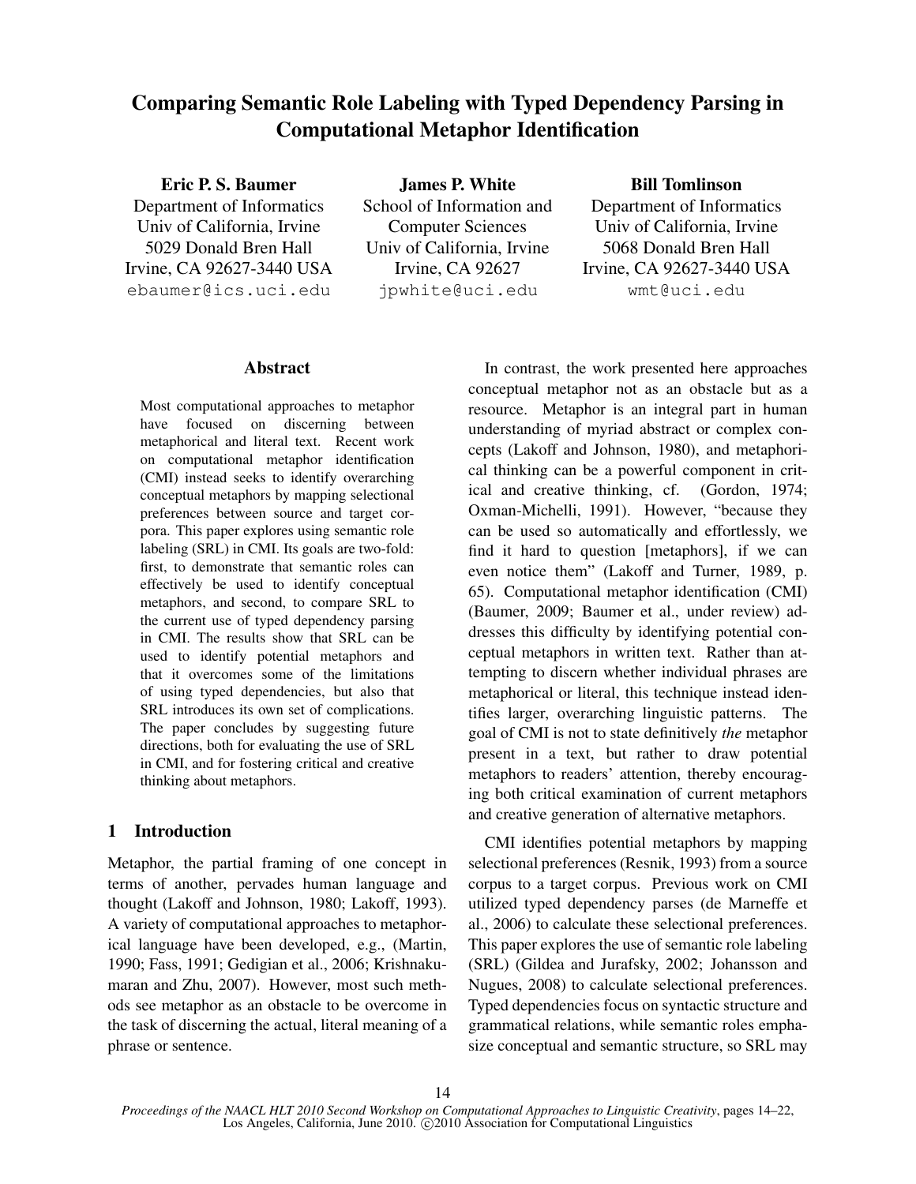# Comparing Semantic Role Labeling with Typed Dependency Parsing in Computational Metaphor Identification

**Eric P. S. Baumer**
Department of Informatics
Univ of California, Irvine
5029 Donald Bren Hall
Irvine, CA 92627-3440 USA
ebaumer@ics.uci.edu

**James P. White**
School of Information and Computer Sciences
Univ of California, Irvine
Irvine, CA 92627
jpwhite@uci.edu

**Bill Tomlinson**
Department of Informatics
Univ of California, Irvine
5068 Donald Bren Hall
Irvine, CA 92627-3440 USA
wmt@uci.edu

## Abstract

Most computational approaches to metaphor have focused on discerning between metaphorical and literal text. Recent work on computational metaphor identification (CMI) instead seeks to identify overarching conceptual metaphors by mapping selectional preferences between source and target corpora. This paper explores using semantic role labeling (SRL) in CMI. Its goals are two-fold: first, to demonstrate that semantic roles can effectively be used to identify conceptual metaphors, and second, to compare SRL to the current use of typed dependency parsing in CMI. The results show that SRL can be used to identify potential metaphors and that it overcomes some of the limitations of using typed dependencies, but also that SRL introduces its own set of complications. The paper concludes by suggesting future directions, both for evaluating the use of SRL in CMI, and for fostering critical and creative thinking about metaphors.

## 1 Introduction

Metaphor, the partial framing of one concept in terms of another, pervades human language and thought (Lakoff and Johnson, 1980; Lakoff, 1993). A variety of computational approaches to metaphorical language have been developed, e.g., (Martin, 1990; Fass, 1991; Gedigian et al., 2006; Krishnakumaran and Zhu, 2007). However, most such methods see metaphor as an obstacle to be overcome in the task of discerning the actual, literal meaning of a phrase or sentence.

In contrast, the work presented here approaches conceptual metaphor not as an obstacle but as a resource. Metaphor is an integral part in human understanding of myriad abstract or complex concepts (Lakoff and Johnson, 1980), and metaphorical thinking can be a powerful component in critical and creative thinking, cf. (Gordon, 1974; Oxman-Michelli, 1991). However, "because they can be used so automatically and effortlessly, we find it hard to question [metaphors], if we can even notice them" (Lakoff and Turner, 1989, p. 65). Computational metaphor identification (CMI) (Baumer, 2009; Baumer et al., under review) addresses this difficulty by identifying potential conceptual metaphors in written text. Rather than attempting to discern whether individual phrases are metaphorical or literal, this technique instead identifies larger, overarching linguistic patterns. The goal of CMI is not to state definitively *the* metaphor present in a text, but rather to draw potential metaphors to readers' attention, thereby encouraging both critical examination of current metaphors and creative generation of alternative metaphors.

CMI identifies potential metaphors by mapping selectional preferences (Resnik, 1993) from a source corpus to a target corpus. Previous work on CMI utilized typed dependency parses (de Marneffe et al., 2006) to calculate these selectional preferences. This paper explores the use of semantic role labeling (SRL) (Gildea and Jurafsky, 2002; Johansson and Nugues, 2008) to calculate selectional preferences. Typed dependencies focus on syntactic structure and grammatical relations, while semantic roles emphasize conceptual and semantic structure, so SRL may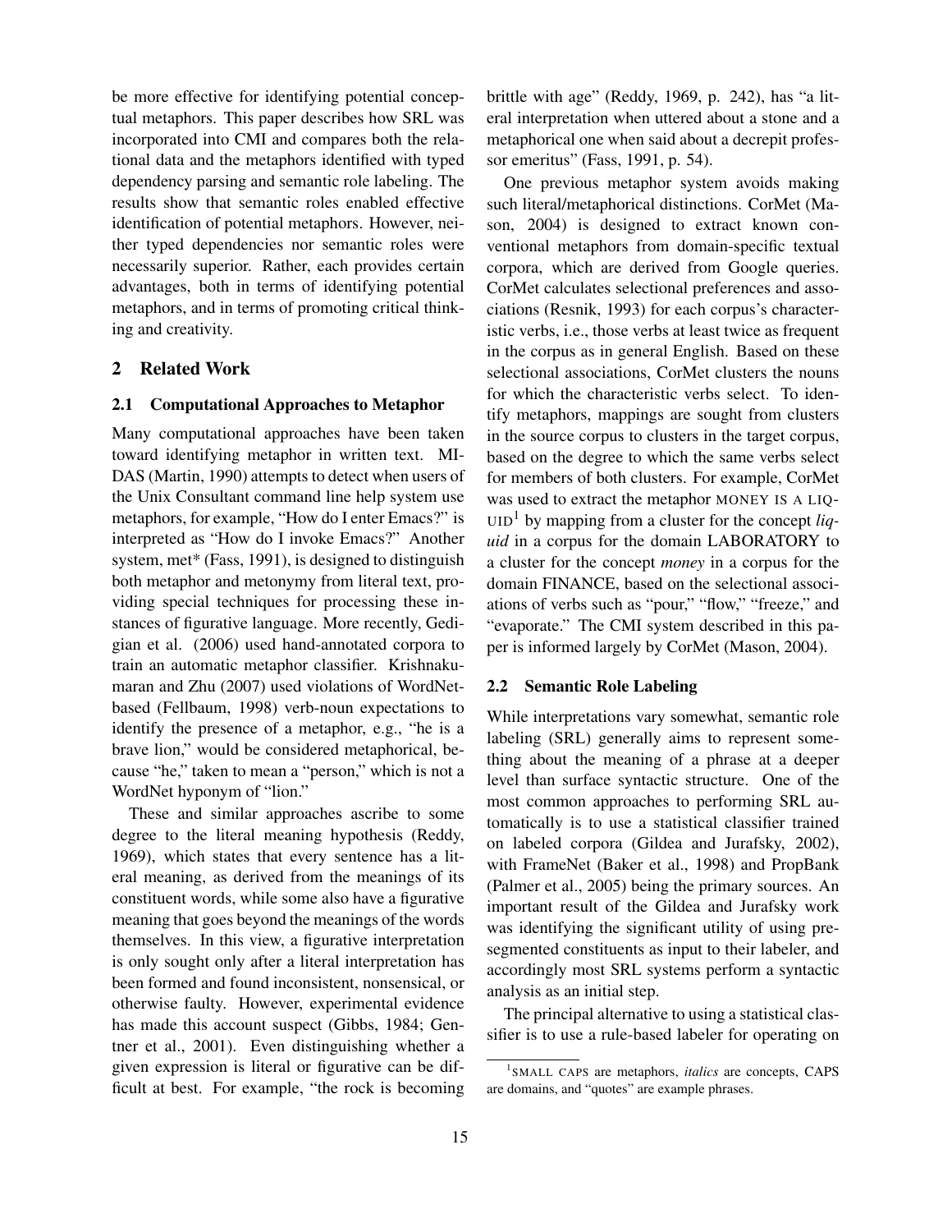be more effective for identifying potential conceptual metaphors. This paper describes how SRL was incorporated into CMI and compares both the relational data and the metaphors identified with typed dependency parsing and semantic role labeling. The results show that semantic roles enabled effective identification of potential metaphors. However, neither typed dependencies nor semantic roles were necessarily superior. Rather, each provides certain advantages, both in terms of identifying potential metaphors, and in terms of promoting critical thinking and creativity.

## 2 Related Work

### 2.1 Computational Approaches to Metaphor

Many computational approaches have been taken toward identifying metaphor in written text. MIDAS (Martin, 1990) attempts to detect when users of the Unix Consultant command line help system use metaphors, for example, "How do I enter Emacs?" is interpreted as "How do I invoke Emacs?" Another system, met* (Fass, 1991), is designed to distinguish both metaphor and metonymy from literal text, providing special techniques for processing these instances of figurative language. More recently, Gedigian et al. (2006) used hand-annotated corpora to train an automatic metaphor classifier. Krishnakumaran and Zhu (2007) used violations of WordNet-based (Fellbaum, 1998) verb-noun expectations to identify the presence of a metaphor, e.g., "he is a brave lion," would be considered metaphorical, because "he," taken to mean a "person," which is not a WordNet hyponym of "lion."

These and similar approaches ascribe to some degree to the literal meaning hypothesis (Reddy, 1969), which states that every sentence has a literal meaning, as derived from the meanings of its constituent words, while some also have a figurative meaning that goes beyond the meanings of the words themselves. In this view, a figurative interpretation is only sought only after a literal interpretation has been formed and found inconsistent, nonsensical, or otherwise faulty. However, experimental evidence has made this account suspect (Gibbs, 1984; Gentner et al., 2001). Even distinguishing whether a given expression is literal or figurative can be difficult at best. For example, "the rock is becoming brittle with age" (Reddy, 1969, p. 242), has "a literal interpretation when uttered about a stone and a metaphorical one when said about a decrepit professor emeritus" (Fass, 1991, p. 54).

One previous metaphor system avoids making such literal/metaphorical distinctions. CorMet (Mason, 2004) is designed to extract known conventional metaphors from domain-specific textual corpora, which are derived from Google queries. CorMet calculates selectional preferences and associations (Resnik, 1993) for each corpus's characteristic verbs, i.e., those verbs at least twice as frequent in the corpus as in general English. Based on these selectional associations, CorMet clusters the nouns for which the characteristic verbs select. To identify metaphors, mappings are sought from clusters in the source corpus to clusters in the target corpus, based on the degree to which the same verbs select for members of both clusters. For example, CorMet was used to extract the metaphor MONEY IS A LIQUID[1] by mapping from a cluster for the concept *liquid* in a corpus for the domain LABORATORY to a cluster for the concept *money* in a corpus for the domain FINANCE, based on the selectional associations of verbs such as "pour," "flow," "freeze," and "evaporate." The CMI system described in this paper is informed largely by CorMet (Mason, 2004).

### 2.2 Semantic Role Labeling

While interpretations vary somewhat, semantic role labeling (SRL) generally aims to represent something about the meaning of a phrase at a deeper level than surface syntactic structure. One of the most common approaches to performing SRL automatically is to use a statistical classifier trained on labeled corpora (Gildea and Jurafsky, 2002), with FrameNet (Baker et al., 1998) and PropBank (Palmer et al., 2005) being the primary sources. An important result of the Gildea and Jurafsky work was identifying the significant utility of using presegmented constituents as input to their labeler, and accordingly most SRL systems perform a syntactic analysis as an initial step.

The principal alternative to using a statistical classifier is to use a rule-based labeler for operating on

[1] SMALL CAPS are metaphors, *italics* are concepts, CAPS are domains, and "quotes" are example phrases.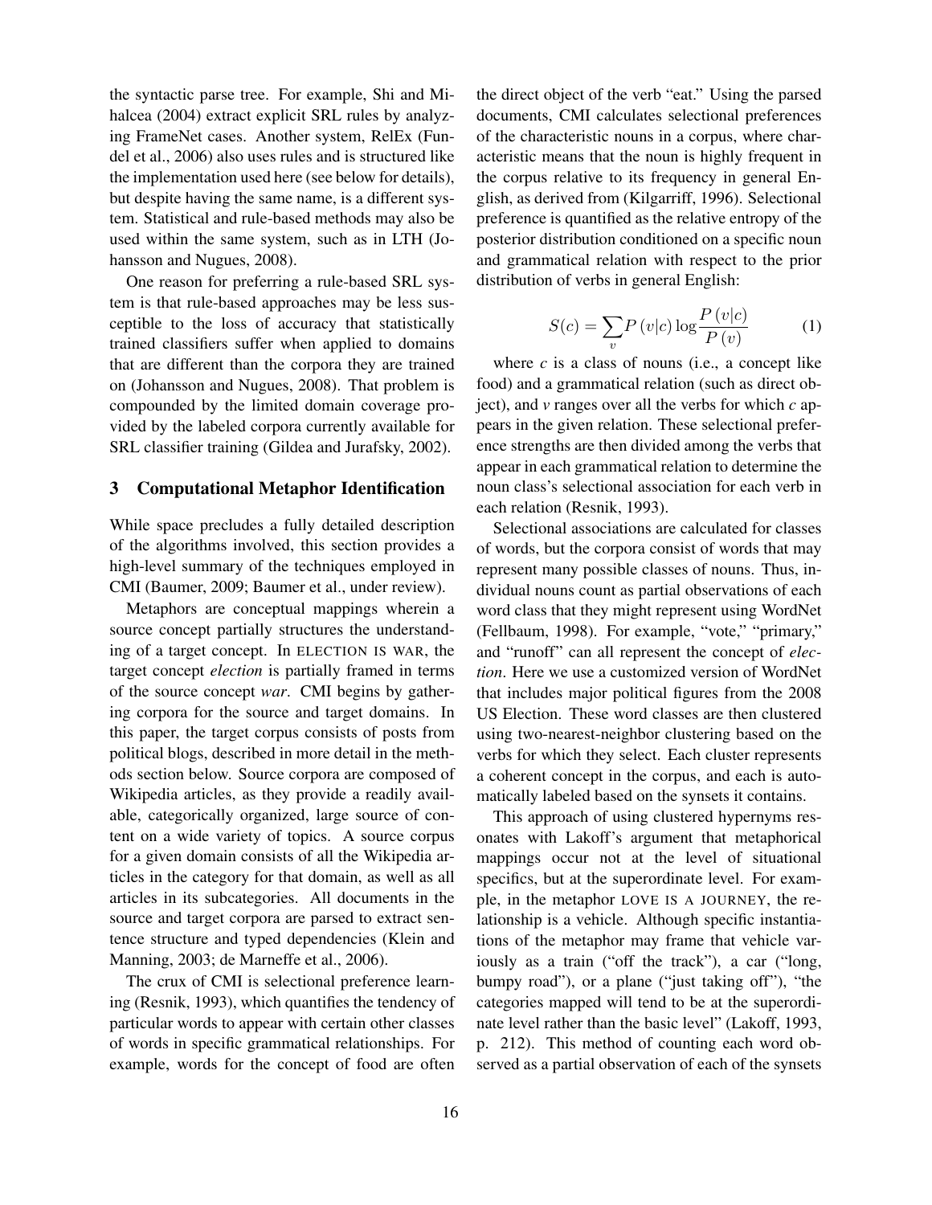the syntactic parse tree. For example, Shi and Mihalcea (2004) extract explicit SRL rules by analyzing FrameNet cases. Another system, RelEx (Fundel et al., 2006) also uses rules and is structured like the implementation used here (see below for details), but despite having the same name, is a different system. Statistical and rule-based methods may also be used within the same system, such as in LTH (Johansson and Nugues, 2008).

One reason for preferring a rule-based SRL system is that rule-based approaches may be less susceptible to the loss of accuracy that statistically trained classifiers suffer when applied to domains that are different than the corpora they are trained on (Johansson and Nugues, 2008). That problem is compounded by the limited domain coverage provided by the labeled corpora currently available for SRL classifier training (Gildea and Jurafsky, 2002).

## 3 Computational Metaphor Identification

While space precludes a fully detailed description of the algorithms involved, this section provides a high-level summary of the techniques employed in CMI (Baumer, 2009; Baumer et al., under review).

Metaphors are conceptual mappings wherein a source concept partially structures the understanding of a target concept. In ELECTION IS WAR, the target concept *election* is partially framed in terms of the source concept *war*. CMI begins by gathering corpora for the source and target domains. In this paper, the target corpus consists of posts from political blogs, described in more detail in the methods section below. Source corpora are composed of Wikipedia articles, as they provide a readily available, categorically organized, large source of content on a wide variety of topics. A source corpus for a given domain consists of all the Wikipedia articles in the category for that domain, as well as all articles in its subcategories. All documents in the source and target corpora are parsed to extract sentence structure and typed dependencies (Klein and Manning, 2003; de Marneffe et al., 2006).

The crux of CMI is selectional preference learning (Resnik, 1993), which quantifies the tendency of particular words to appear with certain other classes of words in specific grammatical relationships. For example, words for the concept of food are often the direct object of the verb "eat." Using the parsed documents, CMI calculates selectional preferences of the characteristic nouns in a corpus, where characteristic means that the noun is highly frequent in the corpus relative to its frequency in general English, as derived from (Kilgarriff, 1996). Selectional preference is quantified as the relative entropy of the posterior distribution conditioned on a specific noun and grammatical relation with respect to the prior distribution of verbs in general English:

$$S(c) = \sum_{v} P(v|c) \log \frac{P(v|c)}{P(v)} \tag{1}$$

where $c$ is a class of nouns (i.e., a concept like food) and a grammatical relation (such as direct object), and $v$ ranges over all the verbs for which $c$ appears in the given relation. These selectional preference strengths are then divided among the verbs that appear in each grammatical relation to determine the noun class's selectional association for each verb in each relation (Resnik, 1993).

Selectional associations are calculated for classes of words, but the corpora consist of words that may represent many possible classes of nouns. Thus, individual nouns count as partial observations of each word class that they might represent using WordNet (Fellbaum, 1998). For example, "vote," "primary," and "runoff" can all represent the concept of *election*. Here we use a customized version of WordNet that includes major political figures from the 2008 US Election. These word classes are then clustered using two-nearest-neighbor clustering based on the verbs for which they select. Each cluster represents a coherent concept in the corpus, and each is automatically labeled based on the synsets it contains.

This approach of using clustered hypernyms resonates with Lakoff's argument that metaphorical mappings occur not at the level of situational specifics, but at the superordinate level. For example, in the metaphor LOVE IS A JOURNEY, the relationship is a vehicle. Although specific instantiations of the metaphor may frame that vehicle variously as a train ("off the track"), a car ("long, bumpy road"), or a plane ("just taking off"), "the categories mapped will tend to be at the superordinate level rather than the basic level" (Lakoff, 1993, p. 212). This method of counting each word observed as a partial observation of each of the synsets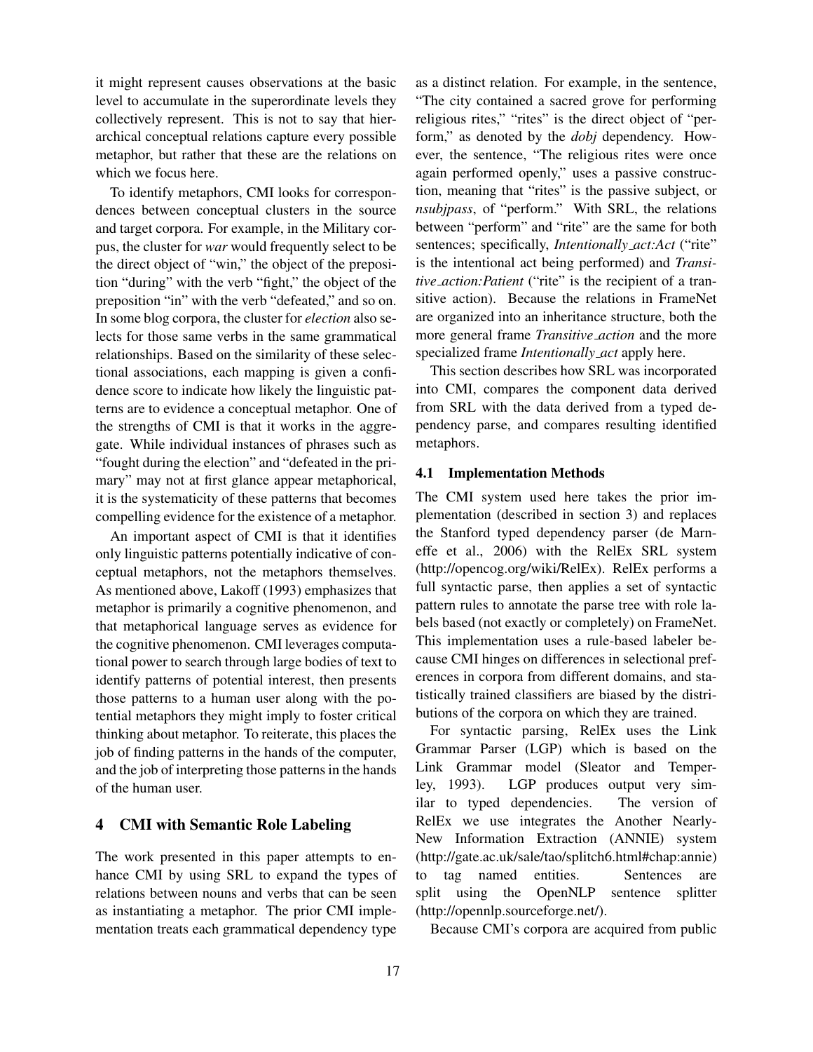it might represent causes observations at the basic level to accumulate in the superordinate levels they collectively represent. This is not to say that hierarchical conceptual relations capture every possible metaphor, but rather that these are the relations on which we focus here.

To identify metaphors, CMI looks for correspondences between conceptual clusters in the source and target corpora. For example, in the Military corpus, the cluster for *war* would frequently select to be the direct object of "win," the object of the preposition "during" with the verb "fight," the object of the preposition "in" with the verb "defeated," and so on. In some blog corpora, the cluster for *election* also selects for those same verbs in the same grammatical relationships. Based on the similarity of these selectional associations, each mapping is given a confidence score to indicate how likely the linguistic patterns are to evidence a conceptual metaphor. One of the strengths of CMI is that it works in the aggregate. While individual instances of phrases such as "fought during the election" and "defeated in the primary" may not at first glance appear metaphorical, it is the systematicity of these patterns that becomes compelling evidence for the existence of a metaphor.

An important aspect of CMI is that it identifies only linguistic patterns potentially indicative of conceptual metaphors, not the metaphors themselves. As mentioned above, Lakoff (1993) emphasizes that metaphor is primarily a cognitive phenomenon, and that metaphorical language serves as evidence for the cognitive phenomenon. CMI leverages computational power to search through large bodies of text to identify patterns of potential interest, then presents those patterns to a human user along with the potential metaphors they might imply to foster critical thinking about metaphor. To reiterate, this places the job of finding patterns in the hands of the computer, and the job of interpreting those patterns in the hands of the human user.

## 4 CMI with Semantic Role Labeling

The work presented in this paper attempts to enhance CMI by using SRL to expand the types of relations between nouns and verbs that can be seen as instantiating a metaphor. The prior CMI implementation treats each grammatical dependency type as a distinct relation. For example, in the sentence, "The city contained a sacred grove for performing religious rites," "rites" is the direct object of "perform," as denoted by the *dobj* dependency. However, the sentence, "The religious rites were once again performed openly," uses a passive construction, meaning that "rites" is the passive subject, or *nsubjpass*, of "perform." With SRL, the relations between "perform" and "rite" are the same for both sentences; specifically, *Intentionally_act:Act* ("rite" is the intentional act being performed) and *Transitive_action:Patient* ("rite" is the recipient of a transitive action). Because the relations in FrameNet are organized into an inheritance structure, both the more general frame *Transitive_action* and the more specialized frame *Intentionally_act* apply here.

This section describes how SRL was incorporated into CMI, compares the component data derived from SRL with the data derived from a typed dependency parse, and compares resulting identified metaphors.

### 4.1 Implementation Methods

The CMI system used here takes the prior implementation (described in section 3) and replaces the Stanford typed dependency parser (de Marneffe et al., 2006) with the RelEx SRL system (http://opencog.org/wiki/RelEx). RelEx performs a full syntactic parse, then applies a set of syntactic pattern rules to annotate the parse tree with role labels based (not exactly or completely) on FrameNet. This implementation uses a rule-based labeler because CMI hinges on differences in selectional preferences in corpora from different domains, and statistically trained classifiers are biased by the distributions of the corpora on which they are trained.

For syntactic parsing, RelEx uses the Link Grammar Parser (LGP) which is based on the Link Grammar model (Sleator and Temperley, 1993). LGP produces output very similar to typed dependencies. The version of RelEx we use integrates the Another Nearly-New Information Extraction (ANNIE) system (http://gate.ac.uk/sale/tao/splitch6.html#chap:annie) to tag named entities. Sentences are split using the OpenNLP sentence splitter (http://opennlp.sourceforge.net/).

Because CMI's corpora are acquired from public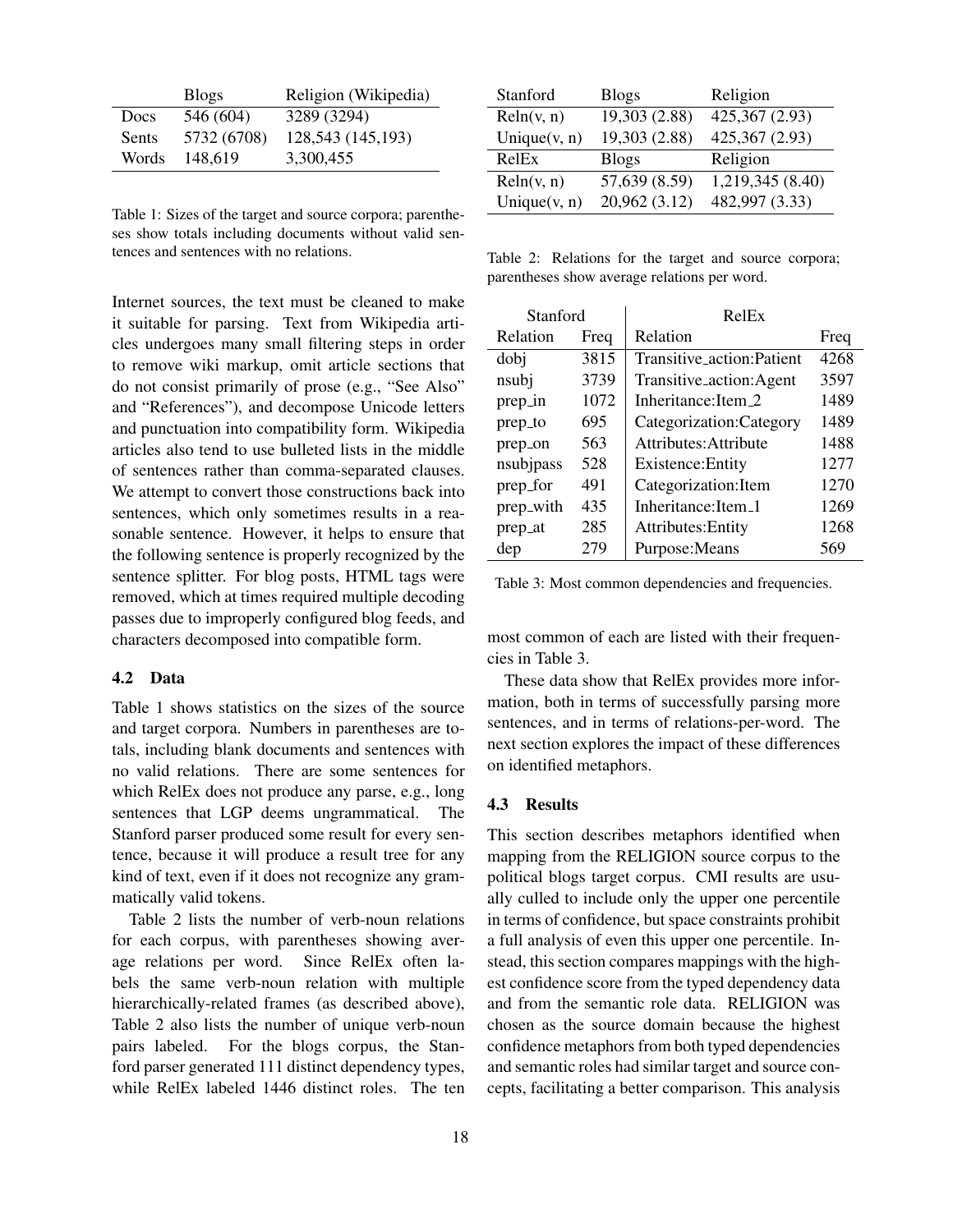| | Blogs | Religion (Wikipedia) |
|---|---|---|
| Docs | 546 (604) | 3289 (3294) |
| Sents | 5732 (6708) | 128,543 (145,193) |
| Words | 148,619 | 3,300,455 |

Table 1: Sizes of the target and source corpora; parentheses show totals including documents without valid sentences and sentences with no relations.

Internet sources, the text must be cleaned to make it suitable for parsing. Text from Wikipedia articles undergoes many small filtering steps in order to remove wiki markup, omit article sections that do not consist primarily of prose (e.g., "See Also" and "References"), and decompose Unicode letters and punctuation into compatibility form. Wikipedia articles also tend to use bulleted lists in the middle of sentences rather than comma-separated clauses. We attempt to convert those constructions back into sentences, which only sometimes results in a reasonable sentence. However, it helps to ensure that the following sentence is properly recognized by the sentence splitter. For blog posts, HTML tags were removed, which at times required multiple decoding passes due to improperly configured blog feeds, and characters decomposed into compatible form.

### 4.2 Data

Table 1 shows statistics on the sizes of the source and target corpora. Numbers in parentheses are totals, including blank documents and sentences with no valid relations. There are some sentences for which RelEx does not produce any parse, e.g., long sentences that LGP deems ungrammatical. The Stanford parser produced some result for every sentence, because it will produce a result tree for any kind of text, even if it does not recognize any grammatically valid tokens.

Table 2 lists the number of verb-noun relations for each corpus, with parentheses showing average relations per word. Since RelEx often labels the same verb-noun relation with multiple hierarchically-related frames (as described above), Table 2 also lists the number of unique verb-noun pairs labeled. For the blogs corpus, the Stanford parser generated 111 distinct dependency types, while RelEx labeled 1446 distinct roles. The ten most common of each are listed with their frequencies in Table 3.

| Stanford | Blogs | Religion |
|---|---|---|
| Reln(v, n) | 19,303 (2.88) | 425,367 (2.93) |
| Unique(v, n) | 19,303 (2.88) | 425,367 (2.93) |
| **RelEx** | **Blogs** | **Religion** |
| Reln(v, n) | 57,639 (8.59) | 1,219,345 (8.40) |
| Unique(v, n) | 20,962 (3.12) | 482,997 (3.33) |

Table 2: Relations for the target and source corpora; parentheses show average relations per word.

| Stanford | | RelEx | |
|---|---|---|---|
| Relation | Freq | Relation | Freq |
| dobj | 3815 | Transitive_action:Patient | 4268 |
| nsubj | 3739 | Transitive_action:Agent | 3597 |
| prep_in | 1072 | Inheritance:Item_2 | 1489 |
| prep_to | 695 | Categorization:Category | 1489 |
| prep_on | 563 | Attributes:Attribute | 1488 |
| nsubjpass | 528 | Existence:Entity | 1277 |
| prep_for | 491 | Categorization:Item | 1270 |
| prep_with | 435 | Inheritance:Item_1 | 1269 |
| prep_at | 285 | Attributes:Entity | 1268 |
| dep | 279 | Purpose:Means | 569 |

Table 3: Most common dependencies and frequencies.

These data show that RelEx provides more information, both in terms of successfully parsing more sentences, and in terms of relations-per-word. The next section explores the impact of these differences on identified metaphors.

### 4.3 Results

This section describes metaphors identified when mapping from the RELIGION source corpus to the political blogs target corpus. CMI results are usually culled to include only the upper one percentile in terms of confidence, but space constraints prohibit a full analysis of even this upper one percentile. Instead, this section compares mappings with the highest confidence score from the typed dependency data and from the semantic role data. RELIGION was chosen as the source domain because the highest confidence metaphors from both typed dependencies and semantic roles had similar target and source concepts, facilitating a better comparison. This analysis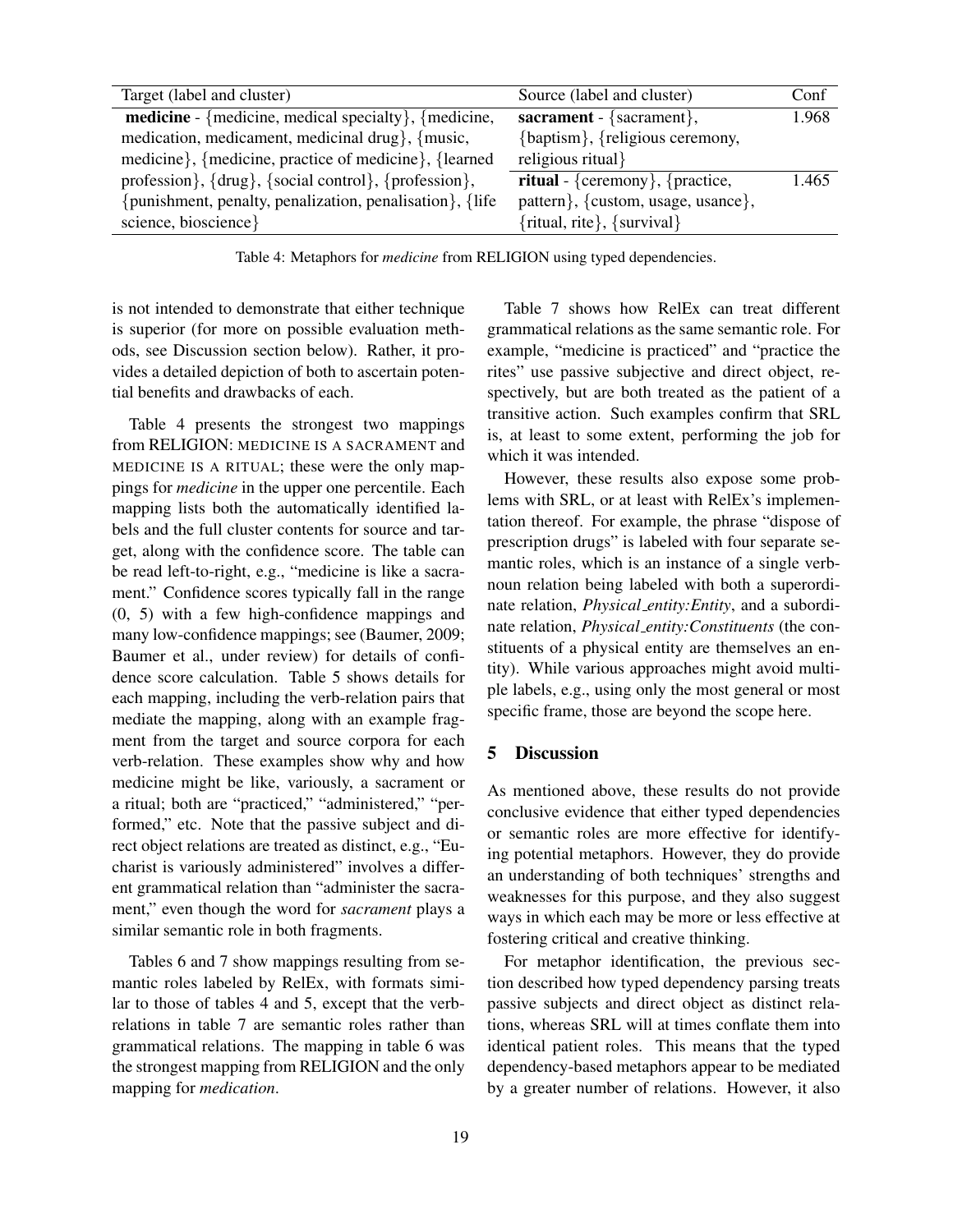| Target (label and cluster) | Source (label and cluster) | Conf |
| --- | --- | --- |
| **medicine** - {medicine, medical specialty}, {medicine, medication, medicament, medicinal drug}, {music, medicine}, {medicine, practice of medicine}, {learned profession}, {drug}, {social control}, {profession}, {punishment, penalty, penalization, penalisation}, {life science, bioscience} | **sacrament** - {sacrament}, {baptism}, {religious ceremony, religious ritual} | 1.968 |
| | **ritual** - {ceremony}, {practice, pattern}, {custom, usage, usance}, {ritual, rite}, {survival} | 1.465 |

Table 4: Metaphors for *medicine* from RELIGION using typed dependencies.

is not intended to demonstrate that either technique is superior (for more on possible evaluation methods, see Discussion section below). Rather, it provides a detailed depiction of both to ascertain potential benefits and drawbacks of each.

Table 4 presents the strongest two mappings from RELIGION: MEDICINE IS A SACRAMENT and MEDICINE IS A RITUAL; these were the only mappings for *medicine* in the upper one percentile. Each mapping lists both the automatically identified labels and the full cluster contents for source and target, along with the confidence score. The table can be read left-to-right, e.g., "medicine is like a sacrament." Confidence scores typically fall in the range (0, 5) with a few high-confidence mappings and many low-confidence mappings; see (Baumer, 2009; Baumer et al., under review) for details of confidence score calculation. Table 5 shows details for each mapping, including the verb-relation pairs that mediate the mapping, along with an example fragment from the target and source corpora for each verb-relation. These examples show why and how medicine might be like, variously, a sacrament or a ritual; both are "practiced," "administered," "performed," etc. Note that the passive subject and direct object relations are treated as distinct, e.g., "Eucharist is variously administered" involves a different grammatical relation than "administer the sacrament," even though the word for *sacrament* plays a similar semantic role in both fragments.

Tables 6 and 7 show mappings resulting from semantic roles labeled by RelEx, with formats similar to those of tables 4 and 5, except that the verb-relations in table 7 are semantic roles rather than grammatical relations. The mapping in table 6 was the strongest mapping from RELIGION and the only mapping for *medication*.

Table 7 shows how RelEx can treat different grammatical relations as the same semantic role. For example, "medicine is practiced" and "practice the rites" use passive subjective and direct object, respectively, but are both treated as the patient of a transitive action. Such examples confirm that SRL is, at least to some extent, performing the job for which it was intended.

However, these results also expose some problems with SRL, or at least with RelEx's implementation thereof. For example, the phrase "dispose of prescription drugs" is labeled with four separate semantic roles, which is an instance of a single verb-noun relation being labeled with both a superordinate relation, *Physical_entity:Entity*, and a subordinate relation, *Physical_entity:Constituents* (the constituents of a physical entity are themselves an entity). While various approaches might avoid multiple labels, e.g., using only the most general or most specific frame, those are beyond the scope here.

## 5 Discussion

As mentioned above, these results do not provide conclusive evidence that either typed dependencies or semantic roles are more effective for identifying potential metaphors. However, they do provide an understanding of both techniques' strengths and weaknesses for this purpose, and they also suggest ways in which each may be more or less effective at fostering critical and creative thinking.

For metaphor identification, the previous section described how typed dependency parsing treats passive subjects and direct object as distinct relations, whereas SRL will at times conflate them into identical patient roles. This means that the typed dependency-based metaphors appear to be mediated by a greater number of relations. However, it also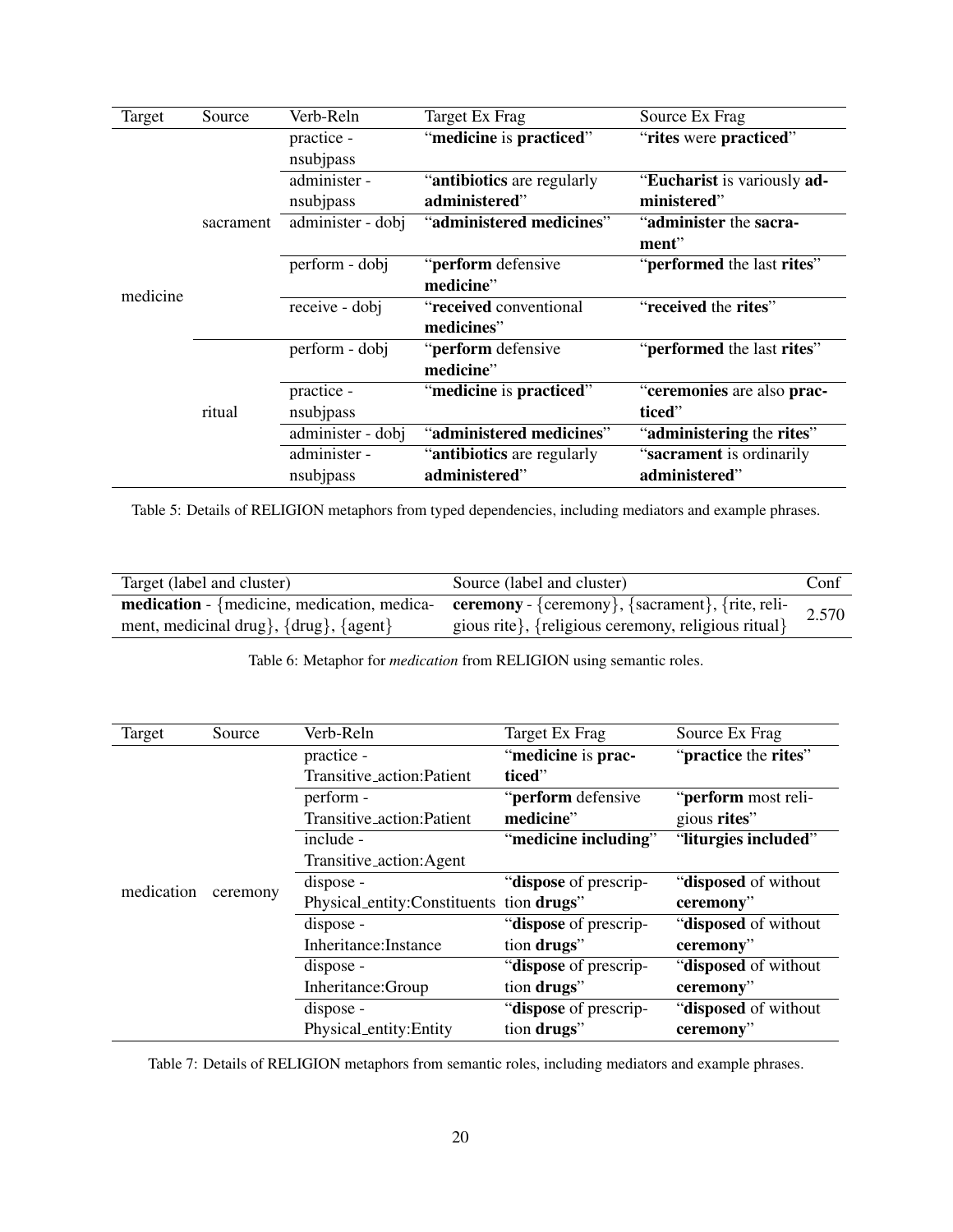| Target | Source | Verb-Reln | Target Ex Frag | Source Ex Frag |
|---|---|---|---|---|
| medicine | sacrament | practice - nsubjpass | "**medicine** is **practiced**" | "**rites** were **practiced**" |
| | | administer - nsubjpass | "**antibiotics** are regularly **administered**" | "**Eucharist** is variously **administered**" |
| | | administer - dobj | "**administered medicines**" | "**administer** the **sacrament**" |
| | | perform - dobj | "**perform** defensive **medicine**" | "**performed** the last **rites**" |
| | | receive - dobj | "**received** conventional **medicines**" | "**received** the **rites**" |
| | ritual | perform - dobj | "**perform** defensive **medicine**" | "**performed** the last **rites**" |
| | | practice - nsubjpass | "**medicine** is **practiced**" | "**ceremonies** are also **practiced**" |
| | | administer - dobj | "**administered medicines**" | "**administering** the **rites**" |
| | | administer - nsubjpass | "**antibiotics** are regularly **administered**" | "**sacrament** is ordinarily **administered**" |

Table 5: Details of RELIGION metaphors from typed dependencies, including mediators and example phrases.

| Target (label and cluster) | Source (label and cluster) | Conf |
|---|---|---|
| **medication** - {medicine, medication, medicament, medicinal drug}, {drug}, {agent} | **ceremony** - {ceremony}, {sacrament}, {rite, religious rite}, {religious ceremony, religious ritual} | 2.570 |

Table 6: Metaphor for *medication* from RELIGION using semantic roles.

| Target | Source | Verb-Reln | Target Ex Frag | Source Ex Frag |
|---|---|---|---|---|
| medication | ceremony | practice - Transitive_action:Patient | "**medicine** is **practiced**" | "**practice** the **rites**" |
| | | perform - Transitive_action:Patient | "**perform** defensive **medicine**" | "**perform** most religious **rites**" |
| | | include - Transitive_action:Agent | "**medicine including**" | "**liturgies included**" |
| | | dispose - Physical_entity:Constituents | "**dispose** of prescription **drugs**" | "**disposed** of without **ceremony**" |
| | | dispose - Inheritance:Instance | "**dispose** of prescription **drugs**" | "**disposed** of without **ceremony**" |
| | | dispose - Inheritance:Group | "**dispose** of prescription **drugs**" | "**disposed** of without **ceremony**" |
| | | dispose - Physical_entity:Entity | "**dispose** of prescription **drugs**" | "**disposed** of without **ceremony**" |

Table 7: Details of RELIGION metaphors from semantic roles, including mediators and example phrases.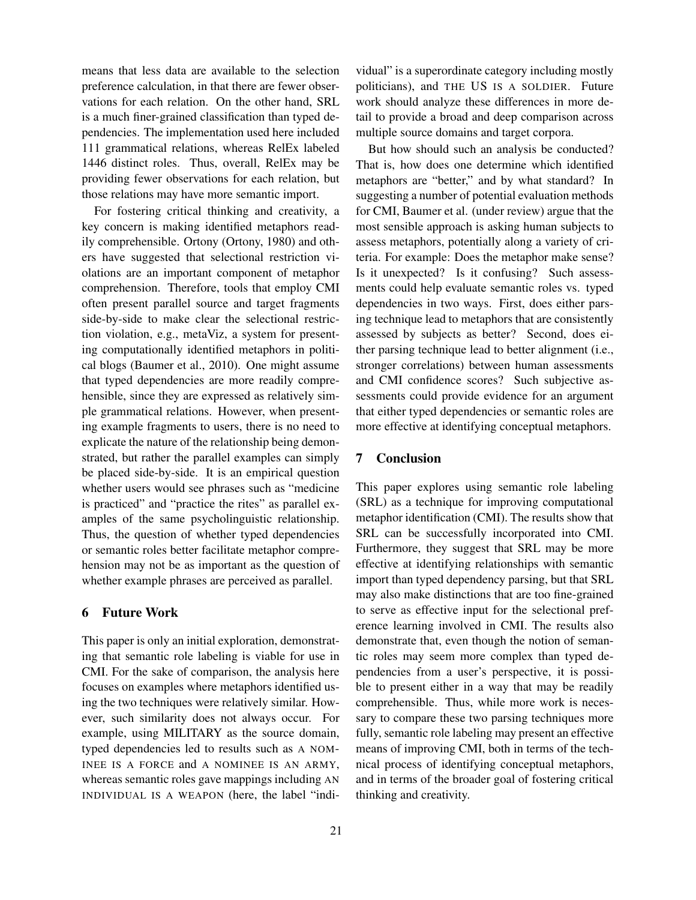means that less data are available to the selection preference calculation, in that there are fewer observations for each relation. On the other hand, SRL is a much finer-grained classification than typed dependencies. The implementation used here included 111 grammatical relations, whereas RelEx labeled 1446 distinct roles. Thus, overall, RelEx may be providing fewer observations for each relation, but those relations may have more semantic import.

For fostering critical thinking and creativity, a key concern is making identified metaphors readily comprehensible. Ortony (Ortony, 1980) and others have suggested that selectional restriction violations are an important component of metaphor comprehension. Therefore, tools that employ CMI often present parallel source and target fragments side-by-side to make clear the selectional restriction violation, e.g., metaViz, a system for presenting computationally identified metaphors in political blogs (Baumer et al., 2010). One might assume that typed dependencies are more readily comprehensible, since they are expressed as relatively simple grammatical relations. However, when presenting example fragments to users, there is no need to explicate the nature of the relationship being demonstrated, but rather the parallel examples can simply be placed side-by-side. It is an empirical question whether users would see phrases such as "medicine is practiced" and "practice the rites" as parallel examples of the same psycholinguistic relationship. Thus, the question of whether typed dependencies or semantic roles better facilitate metaphor comprehension may not be as important as the question of whether example phrases are perceived as parallel.

## 6 Future Work

This paper is only an initial exploration, demonstrating that semantic role labeling is viable for use in CMI. For the sake of comparison, the analysis here focuses on examples where metaphors identified using the two techniques were relatively similar. However, such similarity does not always occur. For example, using MILITARY as the source domain, typed dependencies led to results such as A NOMINEE IS A FORCE and A NOMINEE IS AN ARMY, whereas semantic roles gave mappings including AN INDIVIDUAL IS A WEAPON (here, the label "individual" is a superordinate category including mostly politicians), and THE US IS A SOLDIER. Future work should analyze these differences in more detail to provide a broad and deep comparison across multiple source domains and target corpora.

But how should such an analysis be conducted? That is, how does one determine which identified metaphors are "better," and by what standard? In suggesting a number of potential evaluation methods for CMI, Baumer et al. (under review) argue that the most sensible approach is asking human subjects to assess metaphors, potentially along a variety of criteria. For example: Does the metaphor make sense? Is it unexpected? Is it confusing? Such assessments could help evaluate semantic roles vs. typed dependencies in two ways. First, does either parsing technique lead to metaphors that are consistently assessed by subjects as better? Second, does either parsing technique lead to better alignment (i.e., stronger correlations) between human assessments and CMI confidence scores? Such subjective assessments could provide evidence for an argument that either typed dependencies or semantic roles are more effective at identifying conceptual metaphors.

## 7 Conclusion

This paper explores using semantic role labeling (SRL) as a technique for improving computational metaphor identification (CMI). The results show that SRL can be successfully incorporated into CMI. Furthermore, they suggest that SRL may be more effective at identifying relationships with semantic import than typed dependency parsing, but that SRL may also make distinctions that are too fine-grained to serve as effective input for the selectional preference learning involved in CMI. The results also demonstrate that, even though the notion of semantic roles may seem more complex than typed dependencies from a user's perspective, it is possible to present either in a way that may be readily comprehensible. Thus, while more work is necessary to compare these two parsing techniques more fully, semantic role labeling may present an effective means of improving CMI, both in terms of the technical process of identifying conceptual metaphors, and in terms of the broader goal of fostering critical thinking and creativity.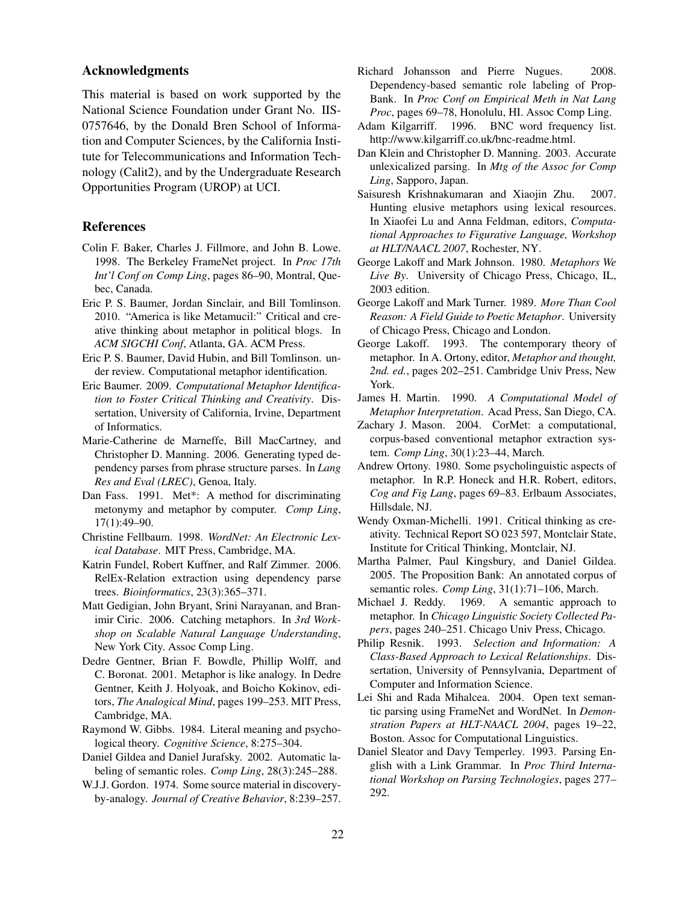## Acknowledgments

This material is based on work supported by the National Science Foundation under Grant No. IIS-0757646, by the Donald Bren School of Information and Computer Sciences, by the California Institute for Telecommunications and Information Technology (Calit2), and by the Undergraduate Research Opportunities Program (UROP) at UCI.

## References

Colin F. Baker, Charles J. Fillmore, and John B. Lowe. 1998. The Berkeley FrameNet project. In *Proc 17th Int'l Conf on Comp Ling*, pages 86–90, Montral, Quebec, Canada.

Eric P. S. Baumer, Jordan Sinclair, and Bill Tomlinson. 2010. "America is like Metamucil:" Critical and creative thinking about metaphor in political blogs. In *ACM SIGCHI Conf*, Atlanta, GA. ACM Press.

Eric P. S. Baumer, David Hubin, and Bill Tomlinson. under review. Computational metaphor identification.

Eric Baumer. 2009. *Computational Metaphor Identification to Foster Critical Thinking and Creativity*. Dissertation, University of California, Irvine, Department of Informatics.

Marie-Catherine de Marneffe, Bill MacCartney, and Christopher D. Manning. 2006. Generating typed dependency parses from phrase structure parses. In *Lang Res and Eval (LREC)*, Genoa, Italy.

Dan Fass. 1991. Met*: A method for discriminating metonymy and metaphor by computer. *Comp Ling*, 17(1):49–90.

Christine Fellbaum. 1998. *WordNet: An Electronic Lexical Database*. MIT Press, Cambridge, MA.

Katrin Fundel, Robert Kuffner, and Ralf Zimmer. 2006. RelEx-Relation extraction using dependency parse trees. *Bioinformatics*, 23(3):365–371.

Matt Gedigian, John Bryant, Srini Narayanan, and Branimir Ciric. 2006. Catching metaphors. In *3rd Workshop on Scalable Natural Language Understanding*, New York City. Assoc Comp Ling.

Dedre Gentner, Brian F. Bowdle, Phillip Wolff, and C. Boronat. 2001. Metaphor is like analogy. In Dedre Gentner, Keith J. Holyoak, and Boicho Kokinov, editors, *The Analogical Mind*, pages 199–253. MIT Press, Cambridge, MA.

Raymond W. Gibbs. 1984. Literal meaning and psychological theory. *Cognitive Science*, 8:275–304.

Daniel Gildea and Daniel Jurafsky. 2002. Automatic labeling of semantic roles. *Comp Ling*, 28(3):245–288.

W.J.J. Gordon. 1974. Some source material in discovery-by-analogy. *Journal of Creative Behavior*, 8:239–257.

Richard Johansson and Pierre Nugues. 2008. Dependency-based semantic role labeling of PropBank. In *Proc Conf on Empirical Meth in Nat Lang Proc*, pages 69–78, Honolulu, HI. Assoc Comp Ling.

Adam Kilgarriff. 1996. BNC word frequency list. http://www.kilgarriff.co.uk/bnc-readme.html.

Dan Klein and Christopher D. Manning. 2003. Accurate unlexicalized parsing. In *Mtg of the Assoc for Comp Ling*, Sapporo, Japan.

Saisuresh Krishnakumaran and Xiaojin Zhu. 2007. Hunting elusive metaphors using lexical resources. In Xiaofei Lu and Anna Feldman, editors, *Computational Approaches to Figurative Language, Workshop at HLT/NAACL 2007*, Rochester, NY.

George Lakoff and Mark Johnson. 1980. *Metaphors We Live By*. University of Chicago Press, Chicago, IL, 2003 edition.

George Lakoff and Mark Turner. 1989. *More Than Cool Reason: A Field Guide to Poetic Metaphor*. University of Chicago Press, Chicago and London.

George Lakoff. 1993. The contemporary theory of metaphor. In A. Ortony, editor, *Metaphor and thought, 2nd. ed.*, pages 202–251. Cambridge Univ Press, New York.

James H. Martin. 1990. *A Computational Model of Metaphor Interpretation*. Acad Press, San Diego, CA.

Zachary J. Mason. 2004. CorMet: a computational, corpus-based conventional metaphor extraction system. *Comp Ling*, 30(1):23–44, March.

Andrew Ortony. 1980. Some psycholinguistic aspects of metaphor. In R.P. Honeck and H.R. Robert, editors, *Cog and Fig Lang*, pages 69–83. Erlbaum Associates, Hillsdale, NJ.

Wendy Oxman-Michelli. 1991. Critical thinking as creativity. Technical Report SO 023 597, Montclair State, Institute for Critical Thinking, Montclair, NJ.

Martha Palmer, Paul Kingsbury, and Daniel Gildea. 2005. The Proposition Bank: An annotated corpus of semantic roles. *Comp Ling*, 31(1):71–106, March.

Michael J. Reddy. 1969. A semantic approach to metaphor. In *Chicago Linguistic Society Collected Papers*, pages 240–251. Chicago Univ Press, Chicago.

Philip Resnik. 1993. *Selection and Information: A Class-Based Approach to Lexical Relationships*. Dissertation, University of Pennsylvania, Department of Computer and Information Science.

Lei Shi and Rada Mihalcea. 2004. Open text semantic parsing using FrameNet and WordNet. In *Demonstration Papers at HLT-NAACL 2004*, pages 19–22, Boston. Assoc for Computational Linguistics.

Daniel Sleator and Davy Temperley. 1993. Parsing English with a Link Grammar. In *Proc Third International Workshop on Parsing Technologies*, pages 277–292.